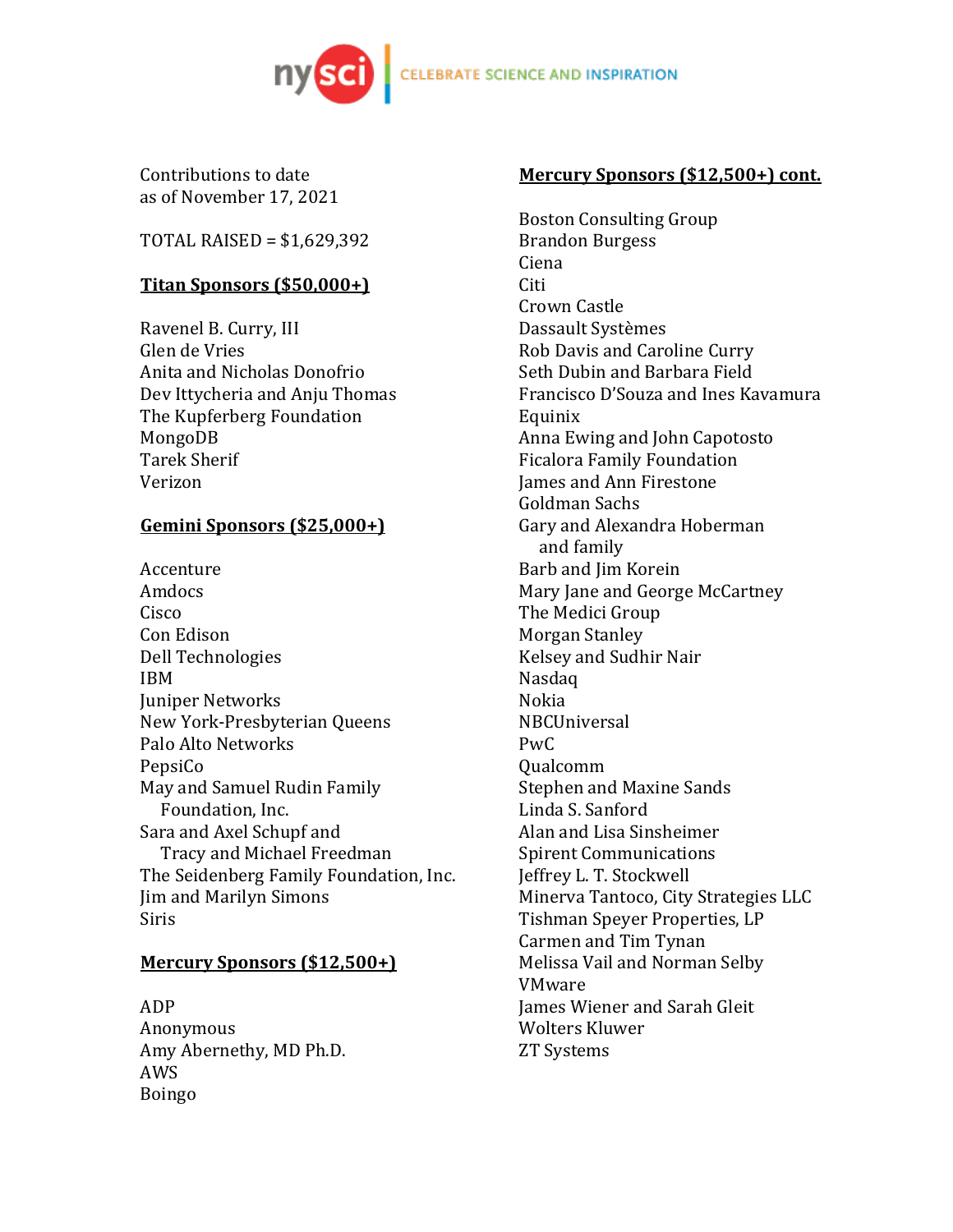Contributions to date
as of November 17, 2021

TOTAL RAISED = $1,629,392

**Titan Sponsors ($50,000+)**

Ravenel B. Curry, III
Glen de Vries
Anita and Nicholas Donofrio
Dev Ittycheria and Anju Thomas
The Kupferberg Foundation
MongoDB
Tarek Sherif
Verizon

**Gemini Sponsors ($25,000+)**

Accenture
Amdocs
Cisco
Con Edison
Dell Technologies
IBM
Juniper Networks
New York-Presbyterian Queens
Palo Alto Networks
PepsiCo
May and Samuel Rudin Family Foundation, Inc.
Sara and Axel Schupf and Tracy and Michael Freedman
The Seidenberg Family Foundation, Inc.
Jim and Marilyn Simons
Siris

**Mercury Sponsors ($12,500+)**

ADP
Anonymous
Amy Abernethy, MD Ph.D.
AWS
Boingo
Boston Consulting Group
Brandon Burgess
Ciena
Citi
Crown Castle
Dassault Systèmes
Rob Davis and Caroline Curry
Seth Dubin and Barbara Field
Francisco D'Souza and Ines Kavamura
Equinix
Anna Ewing and John Capotosto
Ficalora Family Foundation
James and Ann Firestone
Goldman Sachs
Gary and Alexandra Hoberman and family
Barb and Jim Korein
Mary Jane and George McCartney
The Medici Group
Morgan Stanley
Kelsey and Sudhir Nair
Nasdaq
Nokia
NBCUniversal
PwC
Qualcomm
Stephen and Maxine Sands
Linda S. Sanford
Alan and Lisa Sinsheimer
Spirent Communications
Jeffrey L. T. Stockwell
Minerva Tantoco, City Strategies LLC
Tishman Speyer Properties, LP
Carmen and Tim Tynan
Melissa Vail and Norman Selby
VMware
James Wiener and Sarah Gleit
Wolters Kluwer
ZT Systems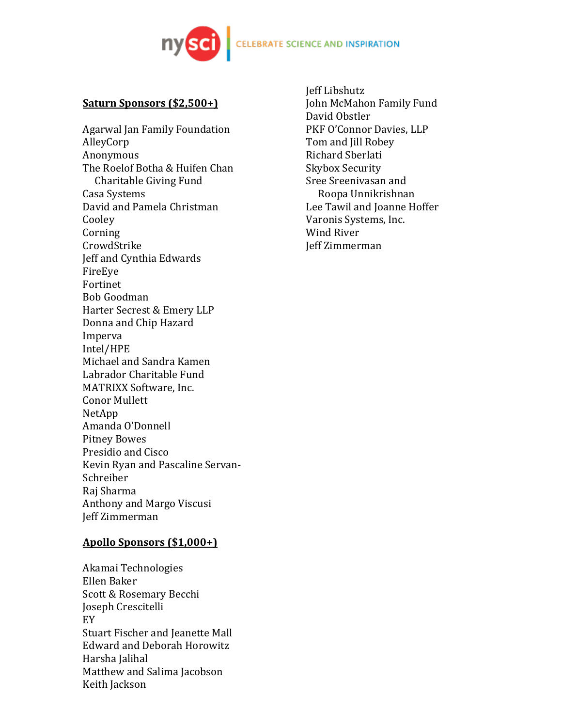## Saturn Sponsors ($2,500+)

Agarwal Jan Family Foundation
AlleyCorp
Anonymous
The Roelof Botha & Huifen Chan Charitable Giving Fund
Casa Systems
David and Pamela Christman
Cooley
Corning
CrowdStrike
Jeff and Cynthia Edwards
FireEye
Fortinet
Bob Goodman
Harter Secrest & Emery LLP
Donna and Chip Hazard
Imperva
Intel/HPE
Michael and Sandra Kamen
Labrador Charitable Fund
MATRIXX Software, Inc.
Conor Mullett
NetApp
Amanda O'Donnell
Pitney Bowes
Presidio and Cisco
Kevin Ryan and Pascaline Servan-Schreiber
Raj Sharma
Anthony and Margo Viscusi
Jeff Zimmerman

## Apollo Sponsors ($1,000+)

Akamai Technologies
Ellen Baker
Scott & Rosemary Becchi
Joseph Crescitelli
EY
Stuart Fischer and Jeanette Mall
Edward and Deborah Horowitz
Harsha Jalihal
Matthew and Salima Jacobson
Keith Jackson
Jeff Libshutz
John McMahon Family Fund
David Obstler
PKF O'Connor Davies, LLP
Tom and Jill Robey
Richard Sberlati
Skybox Security
Sree Sreenivasan and Roopa Unnikrishnan
Lee Tawil and Joanne Hoffer
Varonis Systems, Inc.
Wind River
Jeff Zimmerman